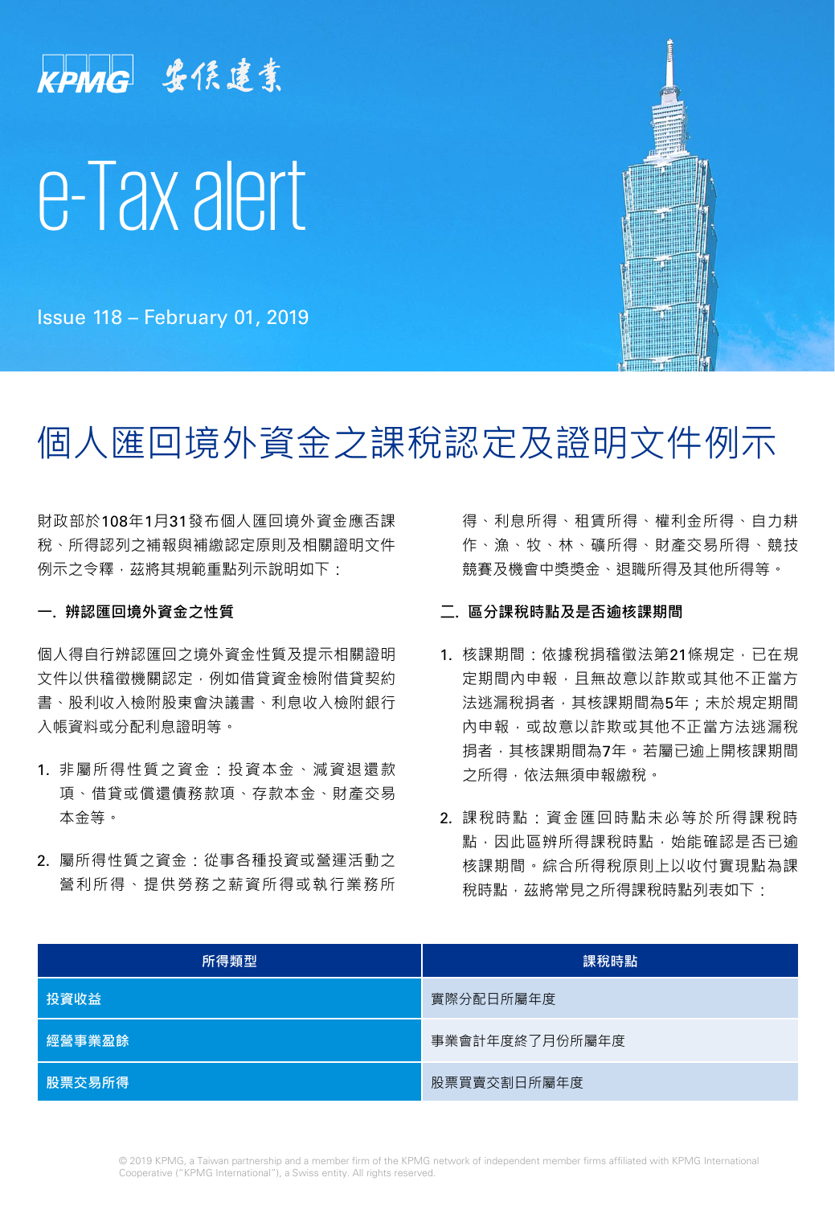KPMG 安侯建業

# e-Tax alert

Issue 118 – February 01, 2019

# 個人匯回境外資金之課稅認定及證明文件例示

財政部於108年1月31發布個人匯回境外資金應否課稅、所得認列之補報與補繳認定原則及相關證明文件例示之令釋，茲將其規範重點列示說明如下：

**一. 辨認匯回境外資金之性質**

個人得自行辨認匯回之境外資金性質及提示相關證明文件以供稽徵機關認定，例如借貸資金檢附借貸契約書、股利收入檢附股東會決議書、利息收入檢附銀行入帳資料或分配利息證明等。

1. 非屬所得性質之資金：投資本金、減資退還款項、借貸或償還債務款項、存款本金、財產交易本金等。
2. 屬所得性質之資金：從事各種投資或營運活動之營利所得、提供勞務之薪資所得或執行業務所得、利息所得、租賃所得、權利金所得、自力耕作、漁、牧、林、礦所得、財產交易所得、競技競賽及機會中獎獎金、退職所得及其他所得等。

**二. 區分課稅時點及是否逾核課期間**

1. 核課期間：依據稅捐稽徵法第21條規定，已在規定期間內申報，且無故意以詐欺或其他不正當方法逃漏稅捐者，其核課期間為5年；未於規定期間內申報，或故意以詐欺或其他不正當方法逃漏稅捐者，其核課期間為7年。若屬已逾上開核課期間之所得，依法無須申報繳稅。
2. 課稅時點：資金匯回時點未必等於所得課稅時點，因此區辨所得課稅時點，始能確認是否已逾核課期間。綜合所得稅原則上以收付實現點為課稅時點，茲將常見之所得課稅時點列表如下：

| 所得類型 | 課稅時點 |
|---|---|
| 投資收益 | 實際分配日所屬年度 |
| 經營事業盈餘 | 事業會計年度終了月份所屬年度 |
| 股票交易所得 | 股票買賣交割日所屬年度 |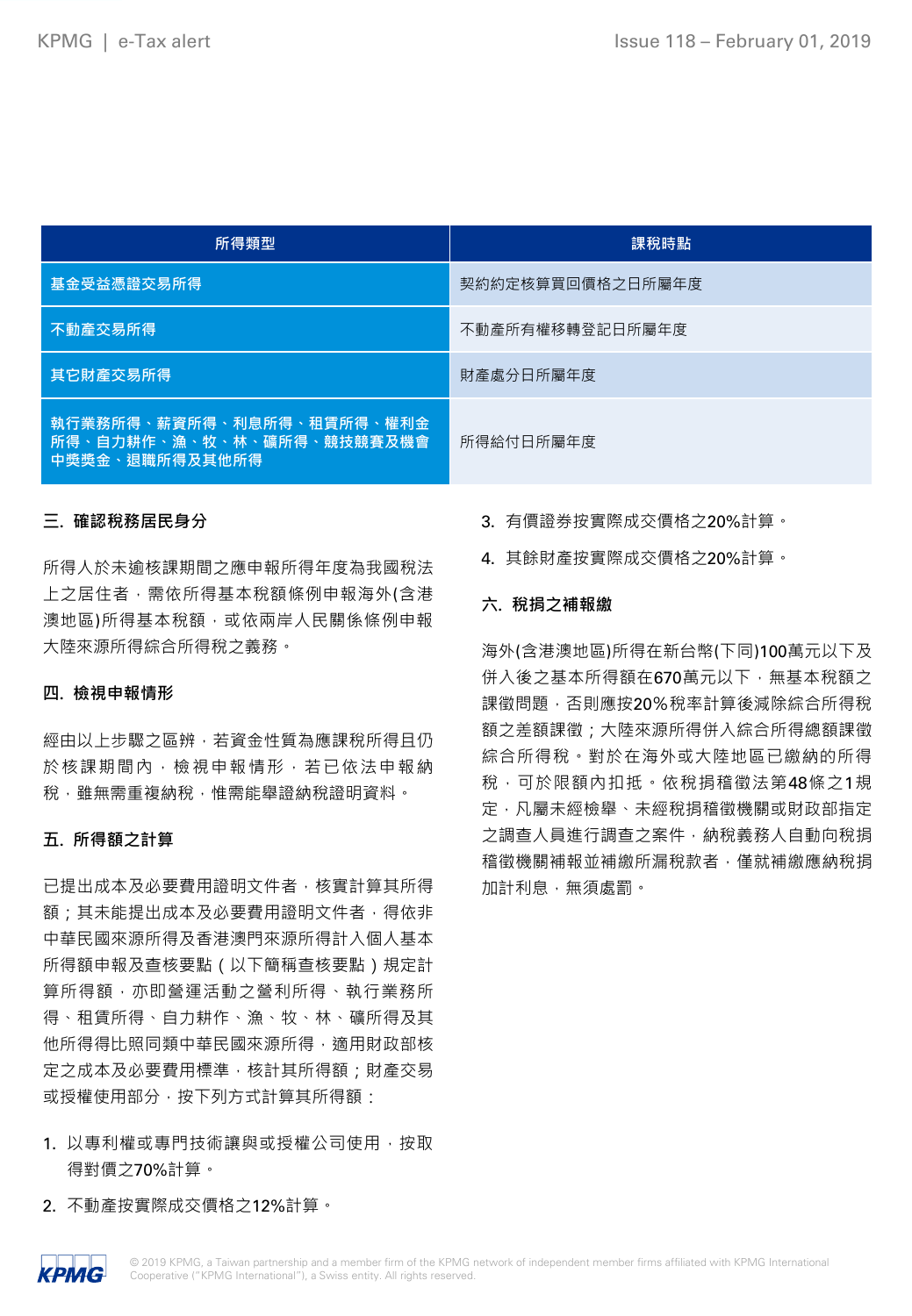| 所得類型 | 課稅時點 |
| --- | --- |
| 基金受益憑證交易所得 | 契約約定核算買回價格之日所屬年度 |
| 不動產交易所得 | 不動產所有權移轉登記日所屬年度 |
| 其它財產交易所得 | 財產處分日所屬年度 |
| 執行業務所得、薪資所得、利息所得、租賃所得、權利金所得、自力耕作、漁、牧、林、礦所得、競技競賽及機會中獎獎金、退職所得及其他所得 | 所得給付日所屬年度 |

### 三. 確認稅務居民身分

所得人於未逾核課期間之應申報所得年度為我國稅法上之居住者，需依所得基本稅額條例申報海外(含港澳地區)所得基本稅額，或依兩岸人民關係條例申報大陸來源所得綜合所得稅之義務。

### 四. 檢視申報情形

經由以上步驟之區辨，若資金性質為應課稅所得且仍於核課期間內，檢視申報情形，若已依法申報納稅，雖無需重複納稅，惟需能舉證納稅證明資料。

### 五. 所得額之計算

已提出成本及必要費用證明文件者，核實計算其所得額；其未能提出成本及必要費用證明文件者，得依非中華民國來源所得及香港澳門來源所得計入個人基本所得額申報及查核要點（以下簡稱查核要點）規定計算所得額，亦即營運活動之營利所得、執行業務所得、租賃所得、自力耕作、漁、牧、林、礦所得及其他所得得比照同類中華民國來源所得，適用財政部核定之成本及必要費用標準，核計其所得額；財產交易或授權使用部分，按下列方式計算其所得額：

1. 以專利權或專門技術讓與或授權公司使用，按取得對價之70%計算。
2. 不動產按實際成交價格之12%計算。
3. 有價證券按實際成交價格之20%計算。
4. 其餘財產按實際成交價格之20%計算。

### 六. 稅捐之補報繳

海外(含港澳地區)所得在新台幣(下同)100萬元以下及併入後之基本所得額在670萬元以下，無基本稅額之課徵問題，否則應按20%稅率計算後減除綜合所得稅額之差額課徵；大陸來源所得併入綜合所得總額課徵綜合所得稅。對於在海外或大陸地區已繳納的所得稅，可於限額內扣抵。依稅捐稽徵法第48條之1規定，凡屬未經檢舉、未經稅捐稽徵機關或財政部指定之調查人員進行調查之案件，納稅義務人自動向稅捐稽徵機關補報並補繳所漏稅款者，僅就補繳應納稅捐加計利息，無須處罰。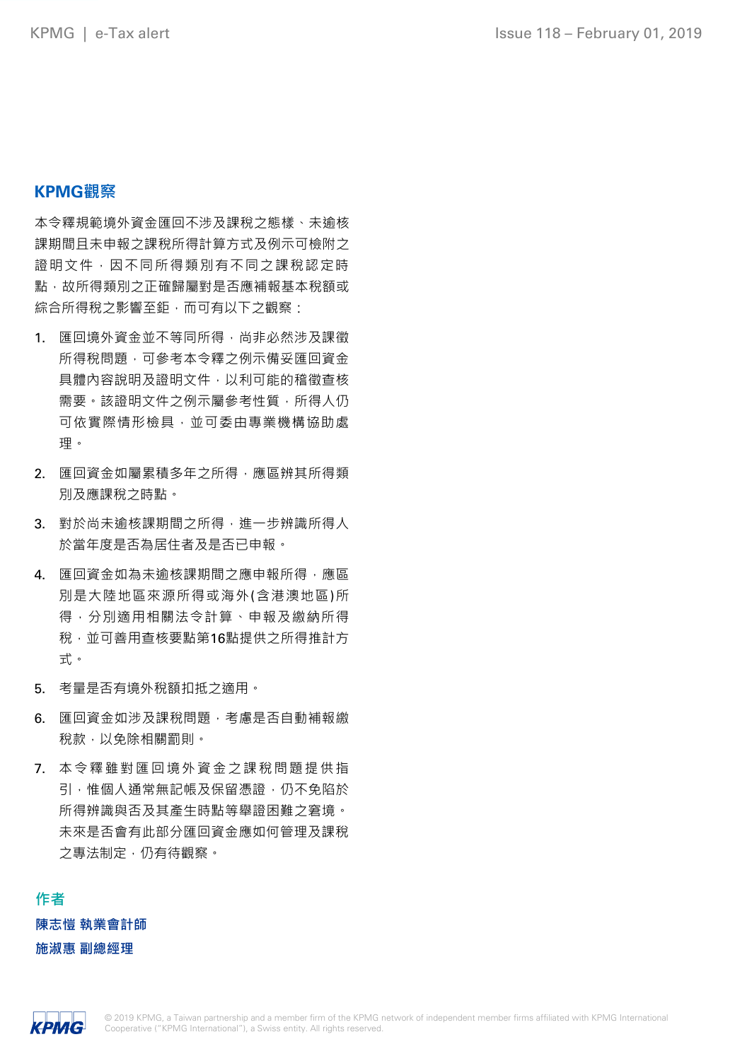## KPMG觀察

本令釋規範境外資金匯回不涉及課稅之態樣、未逾核課期間且未申報之課稅所得計算方式及例示可檢附之證明文件，因不同所得類別有不同之課稅認定時點，故所得類別之正確歸屬對是否應補報基本稅額或綜合所得稅之影響至鉅，而可有以下之觀察：

1. 匯回境外資金並不等同所得，尚非必然涉及課徵所得稅問題，可參考本令釋之例示備妥匯回資金具體內容說明及證明文件，以利可能的稽徵查核需要。該證明文件之例示屬參考性質，所得人仍可依實際情形檢具，並可委由專業機構協助處理。
2. 匯回資金如屬累積多年之所得，應區辨其所得類別及應課稅之時點。
3. 對於尚未逾核課期間之所得，進一步辨識所得人於當年度是否為居住者及是否已申報。
4. 匯回資金如為未逾核課期間之應申報所得，應區別是大陸地區來源所得或海外(含港澳地區)所得，分別適用相關法令計算、申報及繳納所得稅，並可善用查核要點第16點提供之所得推計方式。
5. 考量是否有境外稅額扣抵之適用。
6. 匯回資金如涉及課稅問題，考慮是否自動補報繳稅款，以免除相關罰則。
7. 本令釋雖對匯回境外資金之課稅問題提供指引，惟個人通常無記帳及保留憑證，仍不免陷於所得辨識與否及其產生時點等舉證困難之窘境。未來是否會有此部分匯回資金應如何管理及課稅之專法制定，仍有待觀察。

### 作者

**陳志愷 執業會計師**

**施淑惠 副總經理**

© 2019 KPMG, a Taiwan partnership and a member firm of the KPMG network of independent member firms affiliated with KPMG International Cooperative ("KPMG International"), a Swiss entity. All rights reserved.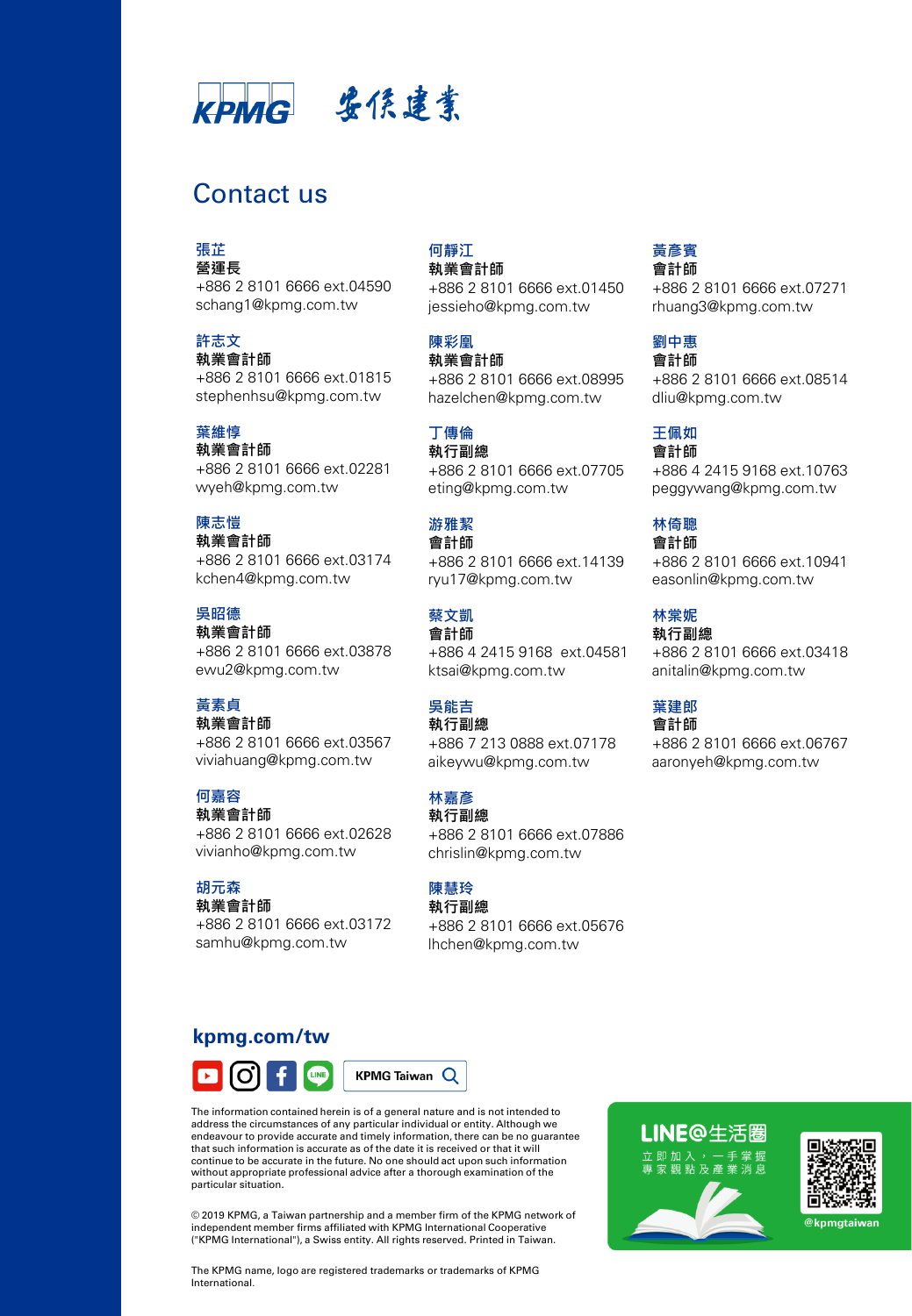KPMG 安侯建業

# Contact us

**張芷**
營運長
+886 2 8101 6666 ext.04590
schang1@kpmg.com.tw

**許志文**
執業會計師
+886 2 8101 6666 ext.01815
stephenhsu@kpmg.com.tw

**葉維惇**
執業會計師
+886 2 8101 6666 ext.02281
wyeh@kpmg.com.tw

**陳志愷**
執業會計師
+886 2 8101 6666 ext.03174
kchen4@kpmg.com.tw

**吳昭德**
執業會計師
+886 2 8101 6666 ext.03878
ewu2@kpmg.com.tw

**黃素貞**
執業會計師
+886 2 8101 6666 ext.03567
viviahuang@kpmg.com.tw

**何嘉容**
執業會計師
+886 2 8101 6666 ext.02628
vivianho@kpmg.com.tw

**胡元森**
執業會計師
+886 2 8101 6666 ext.03172
samhu@kpmg.com.tw

**何靜江**
執業會計師
+886 2 8101 6666 ext.01450
jessieho@kpmg.com.tw

**陳彩凰**
執業會計師
+886 2 8101 6666 ext.08995
hazelchen@kpmg.com.tw

**丁傳倫**
執行副總
+886 2 8101 6666 ext.07705
eting@kpmg.com.tw

**游雅絜**
會計師
+886 2 8101 6666 ext.14139
ryu17@kpmg.com.tw

**蔡文凱**
會計師
+886 4 2415 9168 ext.04581
ktsai@kpmg.com.tw

**吳能吉**
執行副總
+886 7 213 0888 ext.07178
aikeywu@kpmg.com.tw

**林嘉彥**
執行副總
+886 2 8101 6666 ext.07886
chrislin@kpmg.com.tw

**陳慧玲**
執行副總
+886 2 8101 6666 ext.05676
lhchen@kpmg.com.tw

**黃彥賓**
會計師
+886 2 8101 6666 ext.07271
rhuang3@kpmg.com.tw

**劉中惠**
會計師
+886 2 8101 6666 ext.08514
dliu@kpmg.com.tw

**王佩如**
會計師
+886 4 2415 9168 ext.10763
peggywang@kpmg.com.tw

**林倚聰**
會計師
+886 2 8101 6666 ext.10941
easonlin@kpmg.com.tw

**林棠妮**
執行副總
+886 2 8101 6666 ext.03418
anitalin@kpmg.com.tw

**葉建郎**
會計師
+886 2 8101 6666 ext.06767
aaronyeh@kpmg.com.tw

**kpmg.com/tw**

KPMG Taiwan

The information contained herein is of a general nature and is not intended to address the circumstances of any particular individual or entity. Although we endeavour to provide accurate and timely information, there can be no guarantee that such information is accurate as of the date it is received or that it will continue to be accurate in the future. No one should act upon such information without appropriate professional advice after a thorough examination of the particular situation.

© 2019 KPMG, a Taiwan partnership and a member firm of the KPMG network of independent member firms affiliated with KPMG International Cooperative ("KPMG International"), a Swiss entity. All rights reserved. Printed in Taiwan.

The KPMG name, logo are registered trademarks or trademarks of KPMG International.

LINE@生活圈
立即加入，一手掌握
專家觀點及產業消息
@kpmgtaiwan